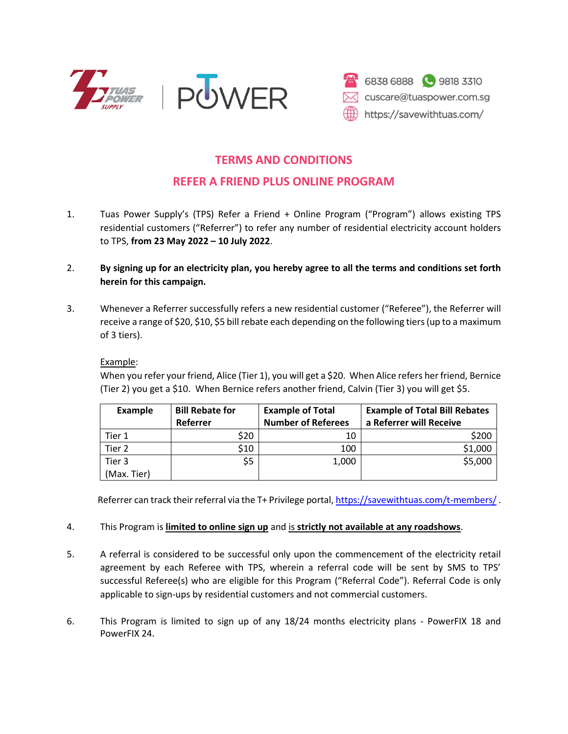6838 6888 9818 3310
cuscare@tuaspower.com.sg
https://savewithtuas.com/

# TERMS AND CONDITIONS

## REFER A FRIEND PLUS ONLINE PROGRAM

1. Tuas Power Supply's (TPS) Refer a Friend + Online Program ("Program") allows existing TPS residential customers ("Referrer") to refer any number of residential electricity account holders to TPS, **from 23 May 2022 – 10 July 2022**.

2. **By signing up for an electricity plan, you hereby agree to all the terms and conditions set forth herein for this campaign.**

3. Whenever a Referrer successfully refers a new residential customer ("Referee"), the Referrer will receive a range of $20, $10, $5 bill rebate each depending on the following tiers (up to a maximum of 3 tiers).

   Example:
   When you refer your friend, Alice (Tier 1), you will get a $20. When Alice refers her friend, Bernice (Tier 2) you get a $10. When Bernice refers another friend, Calvin (Tier 3) you will get $5.

   | Example | Bill Rebate for Referrer | Example of Total Number of Referees | Example of Total Bill Rebates a Referrer will Receive |
   |---|---|---|---|
   | Tier 1 | $20 | 10 | $200 |
   | Tier 2 | $10 | 100 | $1,000 |
   | Tier 3 (Max. Tier) | $5 | 1,000 | $5,000 |

   Referrer can track their referral via the T+ Privilege portal, https://savewithtuas.com/t-members/ .

4. This Program is **limited to online sign up** and is **strictly not available at any roadshows**.

5. A referral is considered to be successful only upon the commencement of the electricity retail agreement by each Referee with TPS, wherein a referral code will be sent by SMS to TPS' successful Referee(s) who are eligible for this Program ("Referral Code"). Referral Code is only applicable to sign-ups by residential customers and not commercial customers.

6. This Program is limited to sign up of any 18/24 months electricity plans - PowerFIX 18 and PowerFIX 24.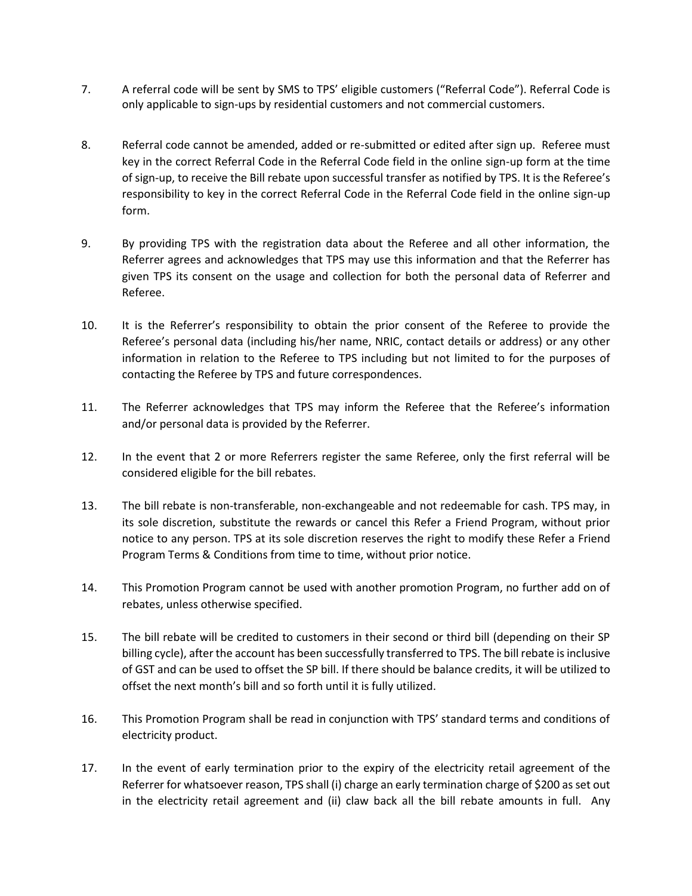7. A referral code will be sent by SMS to TPS' eligible customers ("Referral Code"). Referral Code is only applicable to sign-ups by residential customers and not commercial customers.

8. Referral code cannot be amended, added or re-submitted or edited after sign up. Referee must key in the correct Referral Code in the Referral Code field in the online sign-up form at the time of sign-up, to receive the Bill rebate upon successful transfer as notified by TPS. It is the Referee's responsibility to key in the correct Referral Code in the Referral Code field in the online sign-up form.

9. By providing TPS with the registration data about the Referee and all other information, the Referrer agrees and acknowledges that TPS may use this information and that the Referrer has given TPS its consent on the usage and collection for both the personal data of Referrer and Referee.

10. It is the Referrer's responsibility to obtain the prior consent of the Referee to provide the Referee's personal data (including his/her name, NRIC, contact details or address) or any other information in relation to the Referee to TPS including but not limited to for the purposes of contacting the Referee by TPS and future correspondences.

11. The Referrer acknowledges that TPS may inform the Referee that the Referee's information and/or personal data is provided by the Referrer.

12. In the event that 2 or more Referrers register the same Referee, only the first referral will be considered eligible for the bill rebates.

13. The bill rebate is non-transferable, non-exchangeable and not redeemable for cash. TPS may, in its sole discretion, substitute the rewards or cancel this Refer a Friend Program, without prior notice to any person. TPS at its sole discretion reserves the right to modify these Refer a Friend Program Terms & Conditions from time to time, without prior notice.

14. This Promotion Program cannot be used with another promotion Program, no further add on of rebates, unless otherwise specified.

15. The bill rebate will be credited to customers in their second or third bill (depending on their SP billing cycle), after the account has been successfully transferred to TPS. The bill rebate is inclusive of GST and can be used to offset the SP bill. If there should be balance credits, it will be utilized to offset the next month's bill and so forth until it is fully utilized.

16. This Promotion Program shall be read in conjunction with TPS' standard terms and conditions of electricity product.

17. In the event of early termination prior to the expiry of the electricity retail agreement of the Referrer for whatsoever reason, TPS shall (i) charge an early termination charge of $200 as set out in the electricity retail agreement and (ii) claw back all the bill rebate amounts in full. Any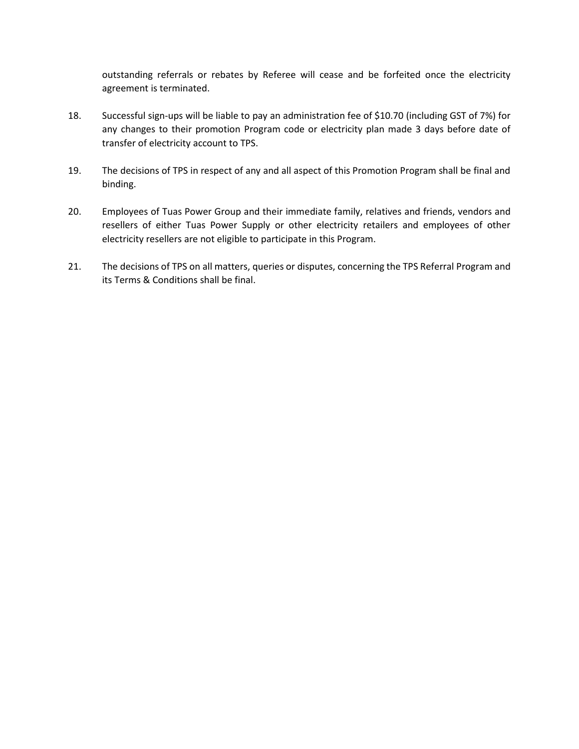outstanding referrals or rebates by Referee will cease and be forfeited once the electricity agreement is terminated.

18. Successful sign-ups will be liable to pay an administration fee of $10.70 (including GST of 7%) for any changes to their promotion Program code or electricity plan made 3 days before date of transfer of electricity account to TPS.

19. The decisions of TPS in respect of any and all aspect of this Promotion Program shall be final and binding.

20. Employees of Tuas Power Group and their immediate family, relatives and friends, vendors and resellers of either Tuas Power Supply or other electricity retailers and employees of other electricity resellers are not eligible to participate in this Program.

21. The decisions of TPS on all matters, queries or disputes, concerning the TPS Referral Program and its Terms & Conditions shall be final.